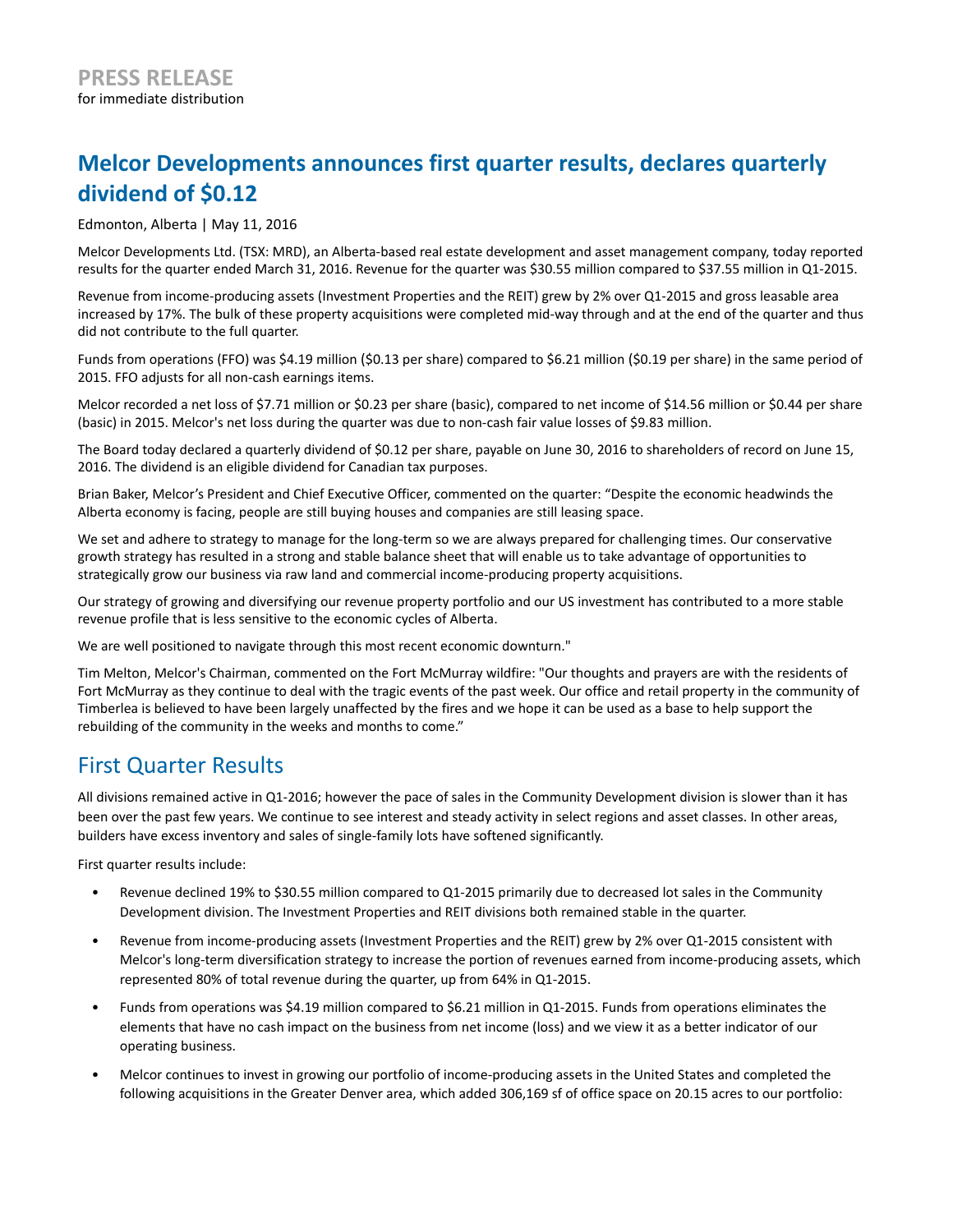**PRESS RELEASE**
for immediate distribution

# Melcor Developments announces first quarter results, declares quarterly dividend of $0.12

Edmonton, Alberta | May 11, 2016

Melcor Developments Ltd. (TSX: MRD), an Alberta-based real estate development and asset management company, today reported results for the quarter ended March 31, 2016. Revenue for the quarter was $30.55 million compared to $37.55 million in Q1-2015.

Revenue from income-producing assets (Investment Properties and the REIT) grew by 2% over Q1-2015 and gross leasable area increased by 17%. The bulk of these property acquisitions were completed mid-way through and at the end of the quarter and thus did not contribute to the full quarter.

Funds from operations (FFO) was $4.19 million ($0.13 per share) compared to $6.21 million ($0.19 per share) in the same period of 2015. FFO adjusts for all non-cash earnings items.

Melcor recorded a net loss of $7.71 million or $0.23 per share (basic), compared to net income of $14.56 million or $0.44 per share (basic) in 2015. Melcor's net loss during the quarter was due to non-cash fair value losses of $9.83 million.

The Board today declared a quarterly dividend of $0.12 per share, payable on June 30, 2016 to shareholders of record on June 15, 2016. The dividend is an eligible dividend for Canadian tax purposes.

Brian Baker, Melcor's President and Chief Executive Officer, commented on the quarter: "Despite the economic headwinds the Alberta economy is facing, people are still buying houses and companies are still leasing space.

We set and adhere to strategy to manage for the long-term so we are always prepared for challenging times. Our conservative growth strategy has resulted in a strong and stable balance sheet that will enable us to take advantage of opportunities to strategically grow our business via raw land and commercial income-producing property acquisitions.

Our strategy of growing and diversifying our revenue property portfolio and our US investment has contributed to a more stable revenue profile that is less sensitive to the economic cycles of Alberta.

We are well positioned to navigate through this most recent economic downturn."

Tim Melton, Melcor's Chairman, commented on the Fort McMurray wildfire: "Our thoughts and prayers are with the residents of Fort McMurray as they continue to deal with the tragic events of the past week. Our office and retail property in the community of Timberlea is believed to have been largely unaffected by the fires and we hope it can be used as a base to help support the rebuilding of the community in the weeks and months to come."

## First Quarter Results

All divisions remained active in Q1-2016; however the pace of sales in the Community Development division is slower than it has been over the past few years. We continue to see interest and steady activity in select regions and asset classes. In other areas, builders have excess inventory and sales of single-family lots have softened significantly.

First quarter results include:

- Revenue declined 19% to $30.55 million compared to Q1-2015 primarily due to decreased lot sales in the Community Development division. The Investment Properties and REIT divisions both remained stable in the quarter.
- Revenue from income-producing assets (Investment Properties and the REIT) grew by 2% over Q1-2015 consistent with Melcor's long-term diversification strategy to increase the portion of revenues earned from income-producing assets, which represented 80% of total revenue during the quarter, up from 64% in Q1-2015.
- Funds from operations was $4.19 million compared to $6.21 million in Q1-2015. Funds from operations eliminates the elements that have no cash impact on the business from net income (loss) and we view it as a better indicator of our operating business.
- Melcor continues to invest in growing our portfolio of income-producing assets in the United States and completed the following acquisitions in the Greater Denver area, which added 306,169 sf of office space on 20.15 acres to our portfolio: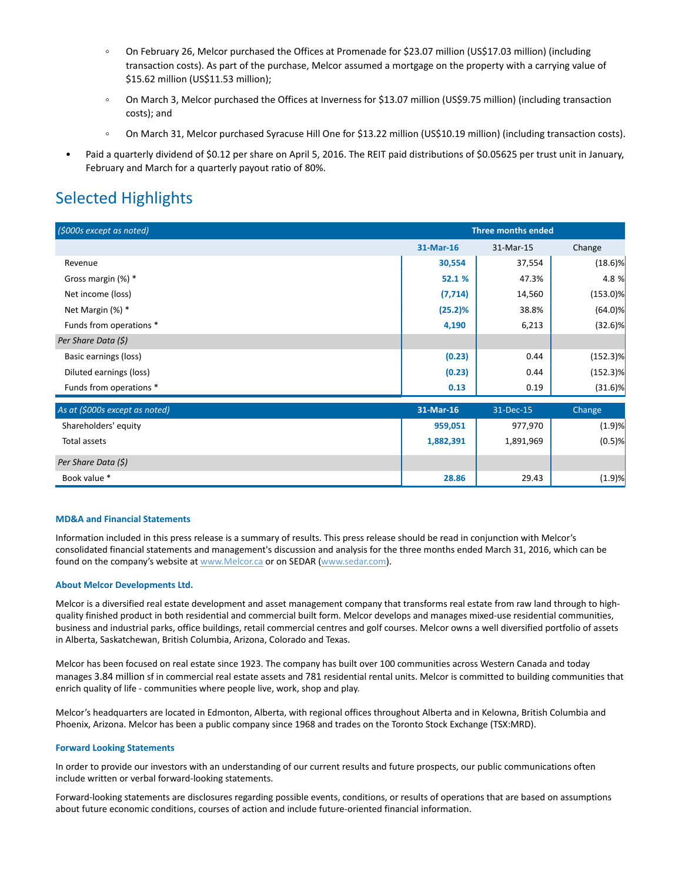- On February 26, Melcor purchased the Offices at Promenade for $23.07 million (US$17.03 million) (including transaction costs). As part of the purchase, Melcor assumed a mortgage on the property with a carrying value of $15.62 million (US$11.53 million);
    - On March 3, Melcor purchased the Offices at Inverness for $13.07 million (US$9.75 million) (including transaction costs); and
    - On March 31, Melcor purchased Syracuse Hill One for $13.22 million (US$10.19 million) (including transaction costs).
- Paid a quarterly dividend of $0.12 per share on April 5, 2016. The REIT paid distributions of $0.05625 per trust unit in January, February and March for a quarterly payout ratio of 80%.

## Selected Highlights

| *($000s except as noted)* | Three months ended | | |
|---|---|---|---|
| | **31-Mar-16** | 31-Mar-15 | Change |
| Revenue | **30,554** | 37,554 | (18.6)% |
| Gross margin (%) * | **52.1 %** | 47.3% | 4.8 % |
| Net income (loss) | **(7,714)** | 14,560 | (153.0)% |
| Net Margin (%) * | **(25.2)%** | 38.8% | (64.0)% |
| Funds from operations * | **4,190** | 6,213 | (32.6)% |
| *Per Share Data ($)* | | | |
| Basic earnings (loss) | **(0.23)** | 0.44 | (152.3)% |
| Diluted earnings (loss) | **(0.23)** | 0.44 | (152.3)% |
| Funds from operations * | **0.13** | 0.19 | (31.6)% |

| *As at ($000s except as noted)* | **31-Mar-16** | 31-Dec-15 | Change |
|---|---|---|---|
| Shareholders' equity | **959,051** | 977,970 | (1.9)% |
| Total assets | **1,882,391** | 1,891,969 | (0.5)% |
| *Per Share Data ($)* | | | |
| Book value * | **28.86** | 29.43 | (1.9)% |

#### MD&A and Financial Statements

Information included in this press release is a summary of results. This press release should be read in conjunction with Melcor's consolidated financial statements and management's discussion and analysis for the three months ended March 31, 2016, which can be found on the company's website at www.Melcor.ca or on SEDAR (www.sedar.com).

#### About Melcor Developments Ltd.

Melcor is a diversified real estate development and asset management company that transforms real estate from raw land through to high-quality finished product in both residential and commercial built form. Melcor develops and manages mixed-use residential communities, business and industrial parks, office buildings, retail commercial centres and golf courses. Melcor owns a well diversified portfolio of assets in Alberta, Saskatchewan, British Columbia, Arizona, Colorado and Texas.

Melcor has been focused on real estate since 1923. The company has built over 100 communities across Western Canada and today manages 3.84 million sf in commercial real estate assets and 781 residential rental units. Melcor is committed to building communities that enrich quality of life - communities where people live, work, shop and play.

Melcor's headquarters are located in Edmonton, Alberta, with regional offices throughout Alberta and in Kelowna, British Columbia and Phoenix, Arizona. Melcor has been a public company since 1968 and trades on the Toronto Stock Exchange (TSX:MRD).

#### Forward Looking Statements

In order to provide our investors with an understanding of our current results and future prospects, our public communications often include written or verbal forward-looking statements.

Forward-looking statements are disclosures regarding possible events, conditions, or results of operations that are based on assumptions about future economic conditions, courses of action and include future-oriented financial information.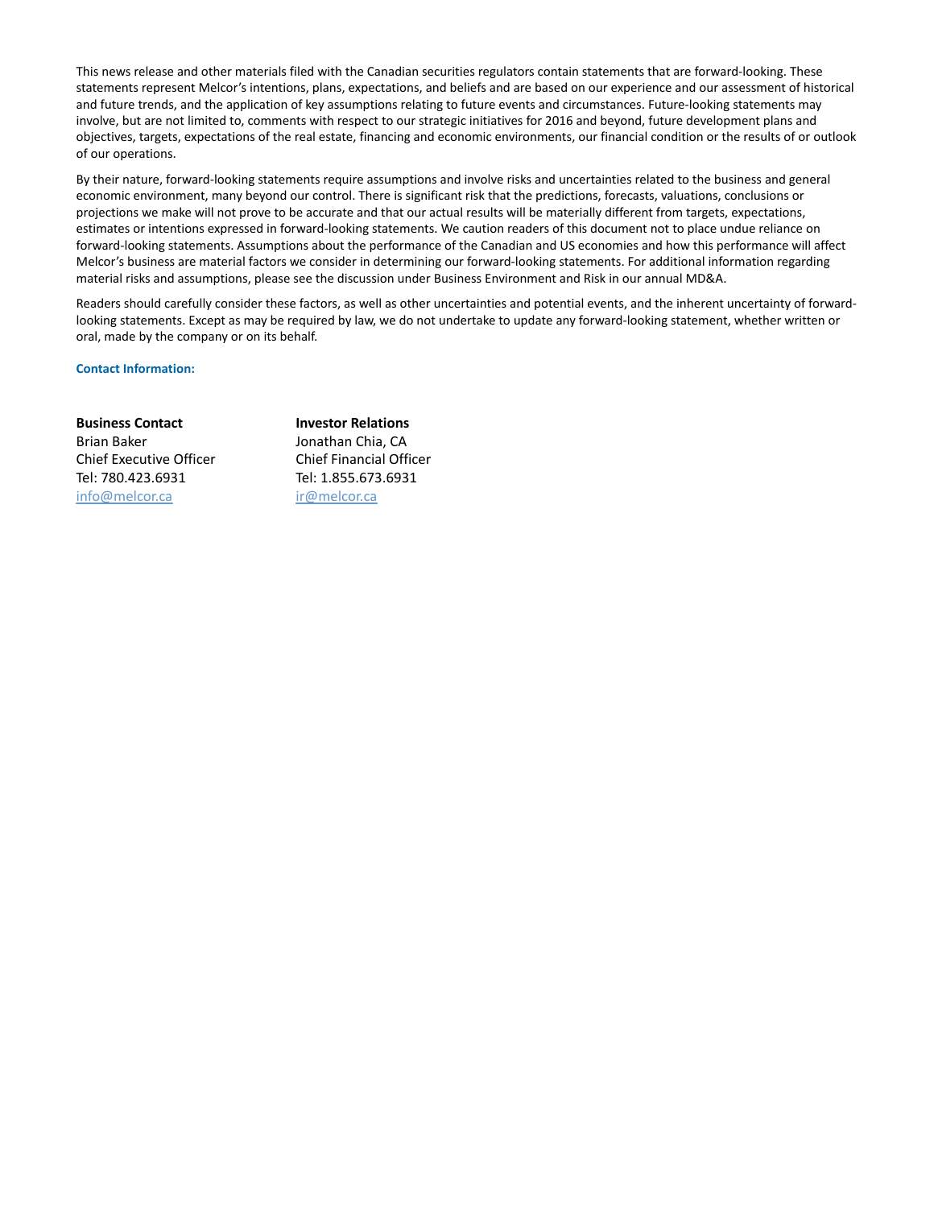This news release and other materials filed with the Canadian securities regulators contain statements that are forward-looking. These statements represent Melcor's intentions, plans, expectations, and beliefs and are based on our experience and our assessment of historical and future trends, and the application of key assumptions relating to future events and circumstances. Future-looking statements may involve, but are not limited to, comments with respect to our strategic initiatives for 2016 and beyond, future development plans and objectives, targets, expectations of the real estate, financing and economic environments, our financial condition or the results of or outlook of our operations.

By their nature, forward-looking statements require assumptions and involve risks and uncertainties related to the business and general economic environment, many beyond our control. There is significant risk that the predictions, forecasts, valuations, conclusions or projections we make will not prove to be accurate and that our actual results will be materially different from targets, expectations, estimates or intentions expressed in forward-looking statements. We caution readers of this document not to place undue reliance on forward-looking statements. Assumptions about the performance of the Canadian and US economies and how this performance will affect Melcor's business are material factors we consider in determining our forward-looking statements. For additional information regarding material risks and assumptions, please see the discussion under Business Environment and Risk in our annual MD&A.

Readers should carefully consider these factors, as well as other uncertainties and potential events, and the inherent uncertainty of forward-looking statements. Except as may be required by law, we do not undertake to update any forward-looking statement, whether written or oral, made by the company or on its behalf.

**Contact Information:**

**Business Contact**
Brian Baker
Chief Executive Officer
Tel: 780.423.6931
info@melcor.ca

**Investor Relations**
Jonathan Chia, CA
Chief Financial Officer
Tel: 1.855.673.6931
ir@melcor.ca